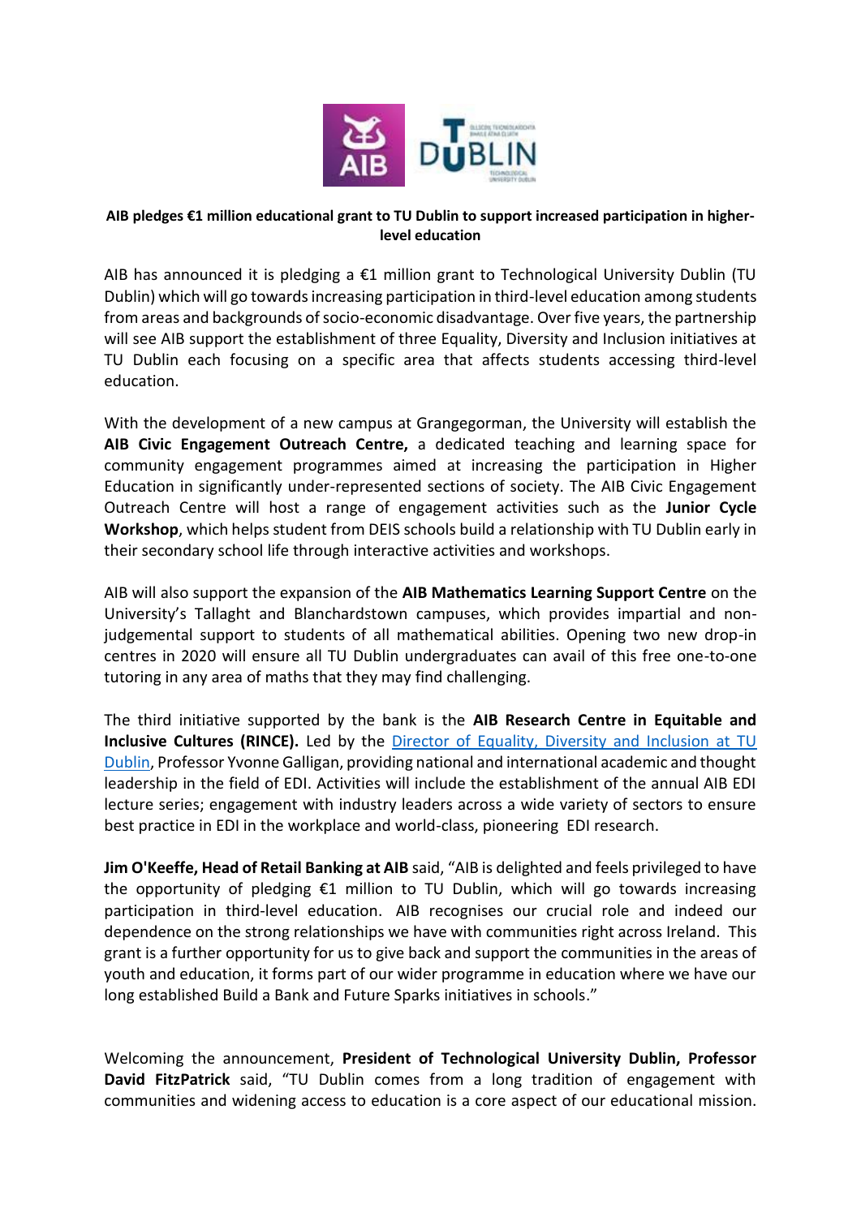**AIB pledges €1 million educational grant to TU Dublin to support increased participation in higher-level education**

AIB has announced it is pledging a €1 million grant to Technological University Dublin (TU Dublin) which will go towards increasing participation in third-level education among students from areas and backgrounds of socio-economic disadvantage. Over five years, the partnership will see AIB support the establishment of three Equality, Diversity and Inclusion initiatives at TU Dublin each focusing on a specific area that affects students accessing third-level education.

With the development of a new campus at Grangegorman, the University will establish the **AIB Civic Engagement Outreach Centre,** a dedicated teaching and learning space for community engagement programmes aimed at increasing the participation in Higher Education in significantly under-represented sections of society. The AIB Civic Engagement Outreach Centre will host a range of engagement activities such as the **Junior Cycle Workshop**, which helps student from DEIS schools build a relationship with TU Dublin early in their secondary school life through interactive activities and workshops.

AIB will also support the expansion of the **AIB Mathematics Learning Support Centre** on the University's Tallaght and Blanchardstown campuses, which provides impartial and non-judgemental support to students of all mathematical abilities. Opening two new drop-in centres in 2020 will ensure all TU Dublin undergraduates can avail of this free one-to-one tutoring in any area of maths that they may find challenging.

The third initiative supported by the bank is the **AIB Research Centre in Equitable and Inclusive Cultures (RINCE).** Led by the [Director of Equality, Diversity and Inclusion at TU Dublin], Professor Yvonne Galligan, providing national and international academic and thought leadership in the field of EDI. Activities will include the establishment of the annual AIB EDI lecture series; engagement with industry leaders across a wide variety of sectors to ensure best practice in EDI in the workplace and world-class, pioneering EDI research.

**Jim O'Keeffe, Head of Retail Banking at AIB** said, "AIB is delighted and feels privileged to have the opportunity of pledging €1 million to TU Dublin, which will go towards increasing participation in third-level education. AIB recognises our crucial role and indeed our dependence on the strong relationships we have with communities right across Ireland. This grant is a further opportunity for us to give back and support the communities in the areas of youth and education, it forms part of our wider programme in education where we have our long established Build a Bank and Future Sparks initiatives in schools."

Welcoming the announcement, **President of Technological University Dublin, Professor David FitzPatrick** said, "TU Dublin comes from a long tradition of engagement with communities and widening access to education is a core aspect of our educational mission.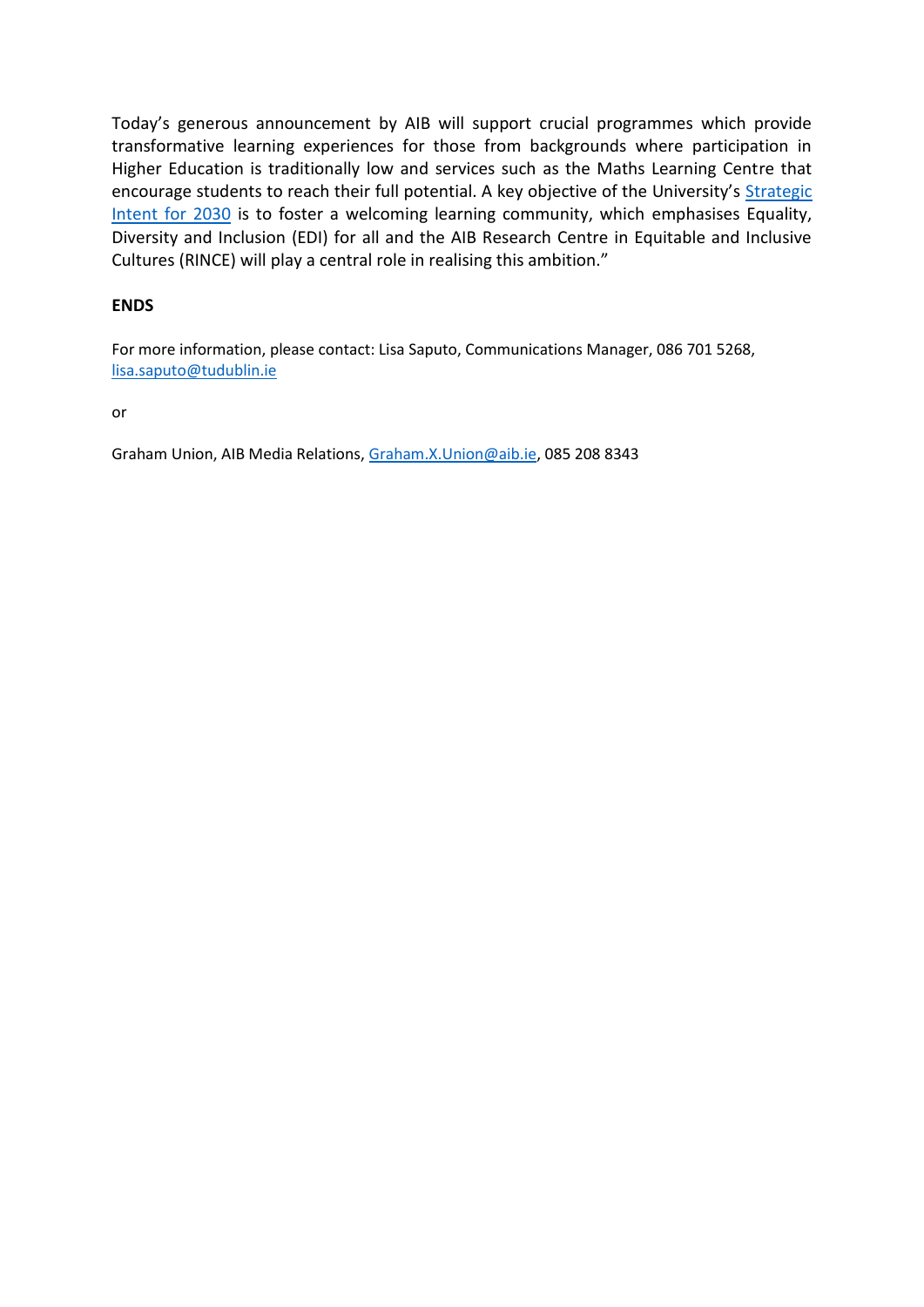Today's generous announcement by AIB will support crucial programmes which provide transformative learning experiences for those from backgrounds where participation in Higher Education is traditionally low and services such as the Maths Learning Centre that encourage students to reach their full potential. A key objective of the University's [Strategic Intent for 2030](#) is to foster a welcoming learning community, which emphasises Equality, Diversity and Inclusion (EDI) for all and the AIB Research Centre in Equitable and Inclusive Cultures (RINCE) will play a central role in realising this ambition."

**ENDS**

For more information, please contact: Lisa Saputo, Communications Manager, 086 701 5268, [lisa.saputo@tudublin.ie](mailto:lisa.saputo@tudublin.ie)

or

Graham Union, AIB Media Relations, [Graham.X.Union@aib.ie](mailto:Graham.X.Union@aib.ie), 085 208 8343